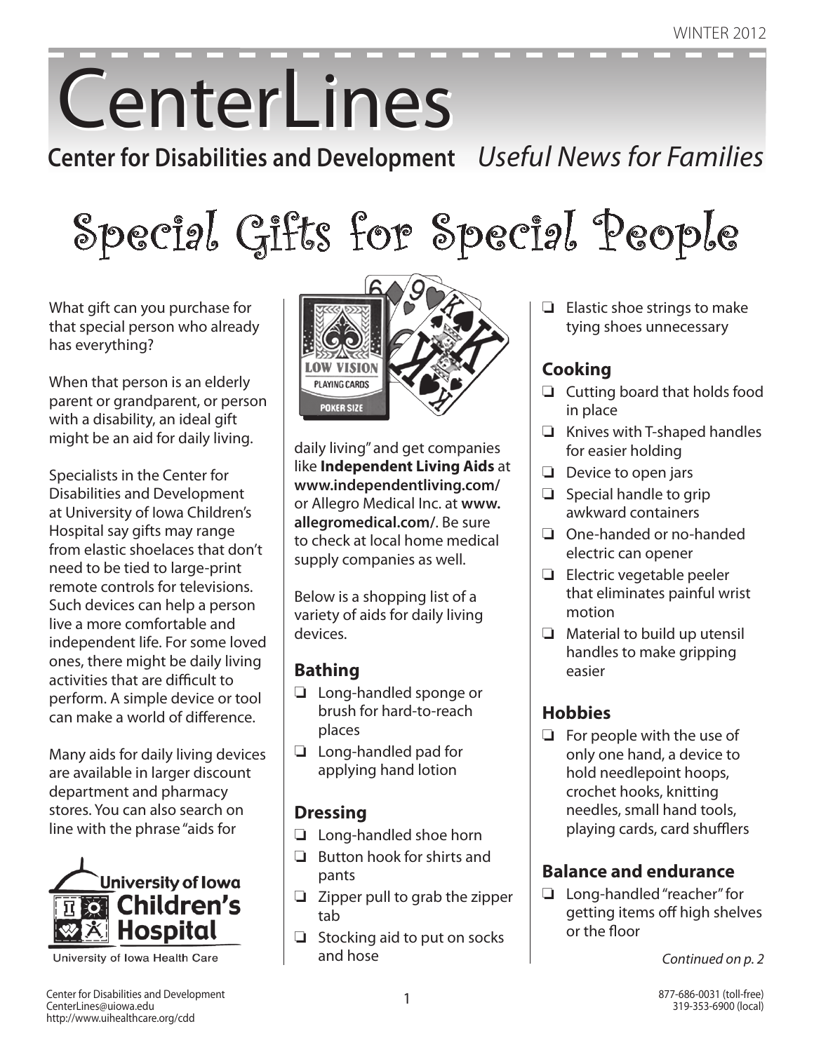# CenterLines

**Center for Disabilities and Development** *Useful News for Families*

## Special Gifts for Special People

What gift can you purchase for that special person who already has everything?

When that person is an elderly parent or grandparent, or person with a disability, an ideal gift might be an aid for daily living.

Specialists in the Center for Disabilities and Development at University of Iowa Children's Hospital say gifts may range from elastic shoelaces that don't need to be tied to large-print remote controls for televisions. Such devices can help a person live a more comfortable and independent life. For some loved ones, there might be daily living activities that are difficult to perform. A simple device or tool can make a world of difference.

Many aids for daily living devices are available in larger discount department and pharmacy stores. You can also search on line with the phrase "aids for daily living" and get companies like **Independent Living Aids** at **www.independentliving.com/** or Allegro Medical Inc. at **www.allegromedical.com/**. Be sure to check at local home medical supply companies as well.

Below is a shopping list of a variety of aids for daily living devices.

### Bathing

- ❏ Long-handled sponge or brush for hard-to-reach places
- ❏ Long-handled pad for applying hand lotion

### Dressing

- ❏ Long-handled shoe horn
- ❏ Button hook for shirts and pants
- ❏ Zipper pull to grab the zipper tab
- ❏ Stocking aid to put on socks and hose
- ❏ Elastic shoe strings to make tying shoes unnecessary

### Cooking

- ❏ Cutting board that holds food in place
- ❏ Knives with T-shaped handles for easier holding
- ❏ Device to open jars
- ❏ Special handle to grip awkward containers
- ❏ One-handed or no-handed electric can opener
- ❏ Electric vegetable peeler that eliminates painful wrist motion
- ❏ Material to build up utensil handles to make gripping easier

### Hobbies

- ❏ For people with the use of only one hand, a device to hold needlepoint hoops, crochet hooks, knitting needles, small hand tools, playing cards, card shufflers

### Balance and endurance

- ❏ Long-handled "reacher" for getting items off high shelves or the floor

*Continued on p. 2*

University of Iowa Children's Hospital
University of Iowa Health Care

Center for Disabilities and Development
CenterLines@uiowa.edu
http://www.uihealthcare.org/cdd

877-686-0031 (toll-free)
319-353-6900 (local)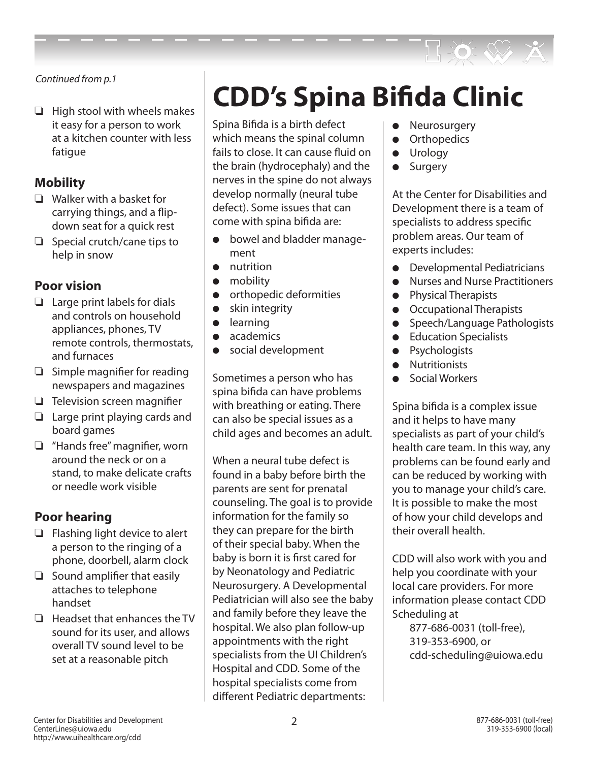*Continued from p.1*

- ❑ High stool with wheels makes it easy for a person to work at a kitchen counter with less fatigue

### Mobility

- ❑ Walker with a basket for carrying things, and a flip-down seat for a quick rest
- ❑ Special crutch/cane tips to help in snow

### Poor vision

- ❑ Large print labels for dials and controls on household appliances, phones, TV remote controls, thermostats, and furnaces
- ❑ Simple magnifier for reading newspapers and magazines
- ❑ Television screen magnifier
- ❑ Large print playing cards and board games
- ❑ "Hands free" magnifier, worn around the neck or on a stand, to make delicate crafts or needle work visible

### Poor hearing

- ❑ Flashing light device to alert a person to the ringing of a phone, doorbell, alarm clock
- ❑ Sound amplifier that easily attaches to telephone handset
- ❑ Headset that enhances the TV sound for its user, and allows overall TV sound level to be set at a reasonable pitch

# CDD's Spina Bifida Clinic

Spina Bifida is a birth defect which means the spinal column fails to close. It can cause fluid on the brain (hydrocephaly) and the nerves in the spine do not always develop normally (neural tube defect). Some issues that can come with spina bifida are:

- bowel and bladder management
- nutrition
- mobility
- orthopedic deformities
- skin integrity
- learning
- academics
- social development

Sometimes a person who has spina bifida can have problems with breathing or eating. There can also be special issues as a child ages and becomes an adult.

When a neural tube defect is found in a baby before birth the parents are sent for prenatal counseling. The goal is to provide information for the family so they can prepare for the birth of their special baby. When the baby is born it is first cared for by Neonatology and Pediatric Neurosurgery. A Developmental Pediatrician will also see the baby and family before they leave the hospital. We also plan follow-up appointments with the right specialists from the UI Children's Hospital and CDD. Some of the hospital specialists come from different Pediatric departments:

- Neurosurgery
- Orthopedics
- Urology
- Surgery

At the Center for Disabilities and Development there is a team of specialists to address specific problem areas. Our team of experts includes:

- Developmental Pediatricians
- Nurses and Nurse Practitioners
- Physical Therapists
- Occupational Therapists
- Speech/Language Pathologists
- Education Specialists
- Psychologists
- Nutritionists
- Social Workers

Spina bifida is a complex issue and it helps to have many specialists as part of your child's health care team. In this way, any problems can be found early and can be reduced by working with you to manage your child's care. It is possible to make the most of how your child develops and their overall health.

CDD will also work with you and help you coordinate with your local care providers. For more information please contact CDD Scheduling at

877-686-0031 (toll-free),
319-353-6900, or
cdd-scheduling@uiowa.edu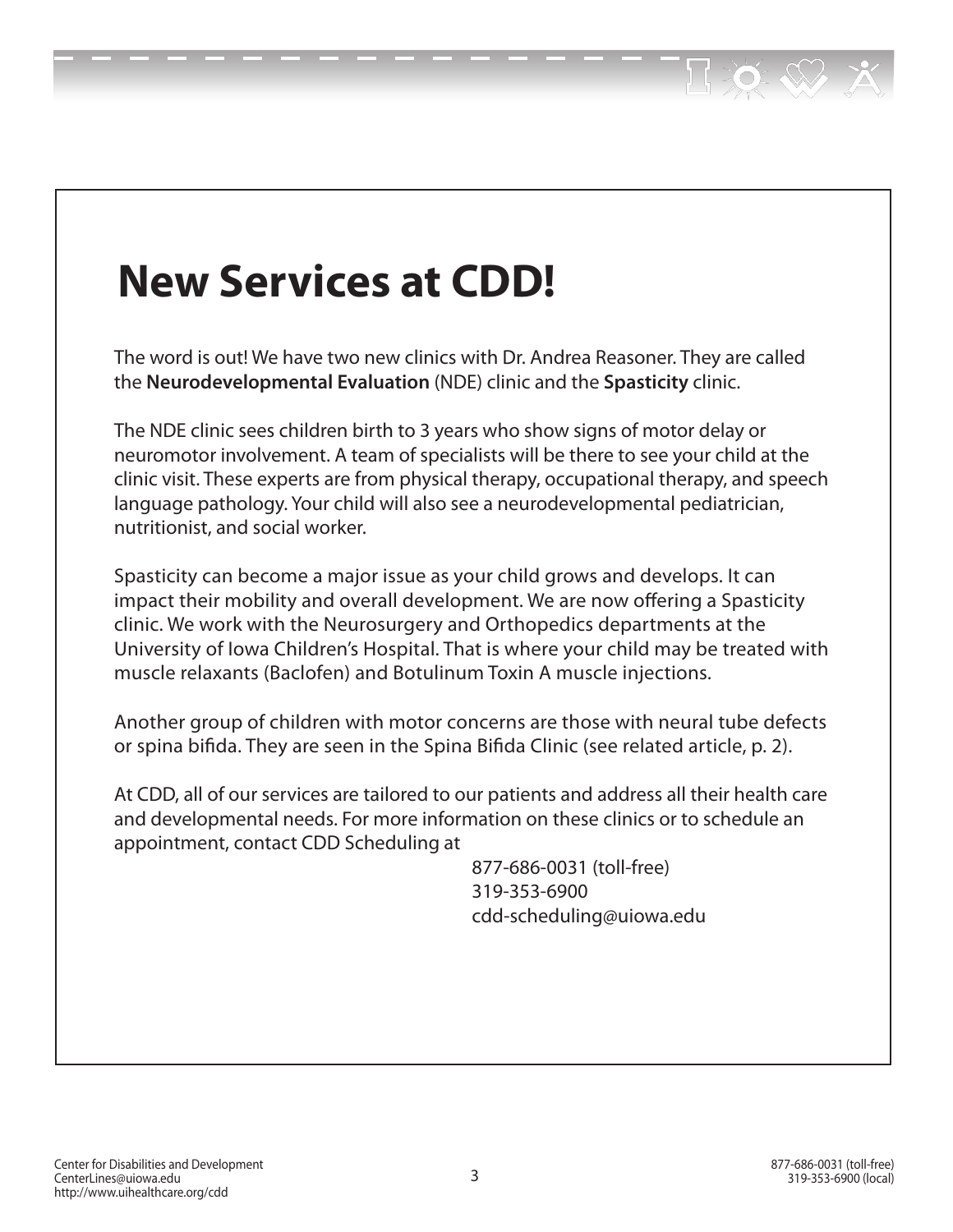# New Services at CDD!

The word is out! We have two new clinics with Dr. Andrea Reasoner. They are called the **Neurodevelopmental Evaluation** (NDE) clinic and the **Spasticity** clinic.

The NDE clinic sees children birth to 3 years who show signs of motor delay or neuromotor involvement. A team of specialists will be there to see your child at the clinic visit. These experts are from physical therapy, occupational therapy, and speech language pathology. Your child will also see a neurodevelopmental pediatrician, nutritionist, and social worker.

Spasticity can become a major issue as your child grows and develops. It can impact their mobility and overall development. We are now offering a Spasticity clinic. We work with the Neurosurgery and Orthopedics departments at the University of Iowa Children's Hospital. That is where your child may be treated with muscle relaxants (Baclofen) and Botulinum Toxin A muscle injections.

Another group of children with motor concerns are those with neural tube defects or spina bifida. They are seen in the Spina Bifida Clinic (see related article, p. 2).

At CDD, all of our services are tailored to our patients and address all their health care and developmental needs. For more information on these clinics or to schedule an appointment, contact CDD Scheduling at

877-686-0031 (toll-free)
319-353-6900
cdd-scheduling@uiowa.edu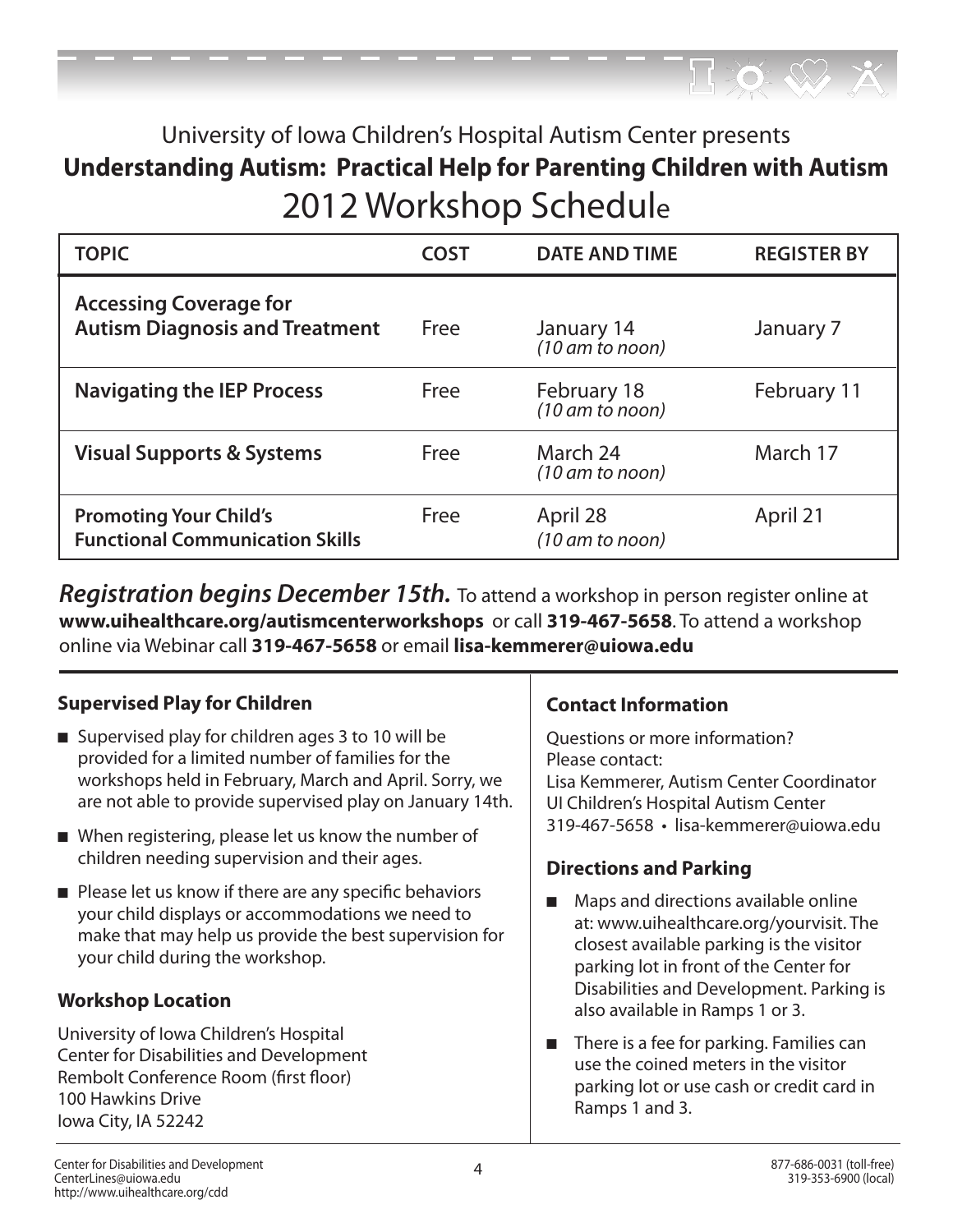University of Iowa Children's Hospital Autism Center presents

# Understanding Autism: Practical Help for Parenting Children with Autism

## 2012 Workshop Schedule

| TOPIC | COST | DATE AND TIME | REGISTER BY |
|---|---|---|---|
| **Accessing Coverage for Autism Diagnosis and Treatment** | Free | January 14 *(10 am to noon)* | January 7 |
| **Navigating the IEP Process** | Free | February 18 *(10 am to noon)* | February 11 |
| **Visual Supports & Systems** | Free | March 24 *(10 am to noon)* | March 17 |
| **Promoting Your Child's Functional Communication Skills** | Free | April 28 *(10 am to noon)* | April 21 |

***Registration begins December 15th.*** To attend a workshop in person register online at **www.uihealthcare.org/autismcenterworkshops** or call **319-467-5658**. To attend a workshop online via Webinar call **319-467-5658** or email **lisa-kemmerer@uiowa.edu**

### Supervised Play for Children

- Supervised play for children ages 3 to 10 will be provided for a limited number of families for the workshops held in February, March and April. Sorry, we are not able to provide supervised play on January 14th.
- When registering, please let us know the number of children needing supervision and their ages.
- Please let us know if there are any specific behaviors your child displays or accommodations we need to make that may help us provide the best supervision for your child during the workshop.

### Workshop Location

University of Iowa Children's Hospital
Center for Disabilities and Development
Rembolt Conference Room (first floor)
100 Hawkins Drive
Iowa City, IA 52242

### Contact Information

Questions or more information?
Please contact:
Lisa Kemmerer, Autism Center Coordinator
UI Children's Hospital Autism Center
319-467-5658 • lisa-kemmerer@uiowa.edu

### Directions and Parking

- Maps and directions available online at: www.uihealthcare.org/yourvisit. The closest available parking is the visitor parking lot in front of the Center for Disabilities and Development. Parking is also available in Ramps 1 or 3.
- There is a fee for parking. Families can use the coined meters in the visitor parking lot or use cash or credit card in Ramps 1 and 3.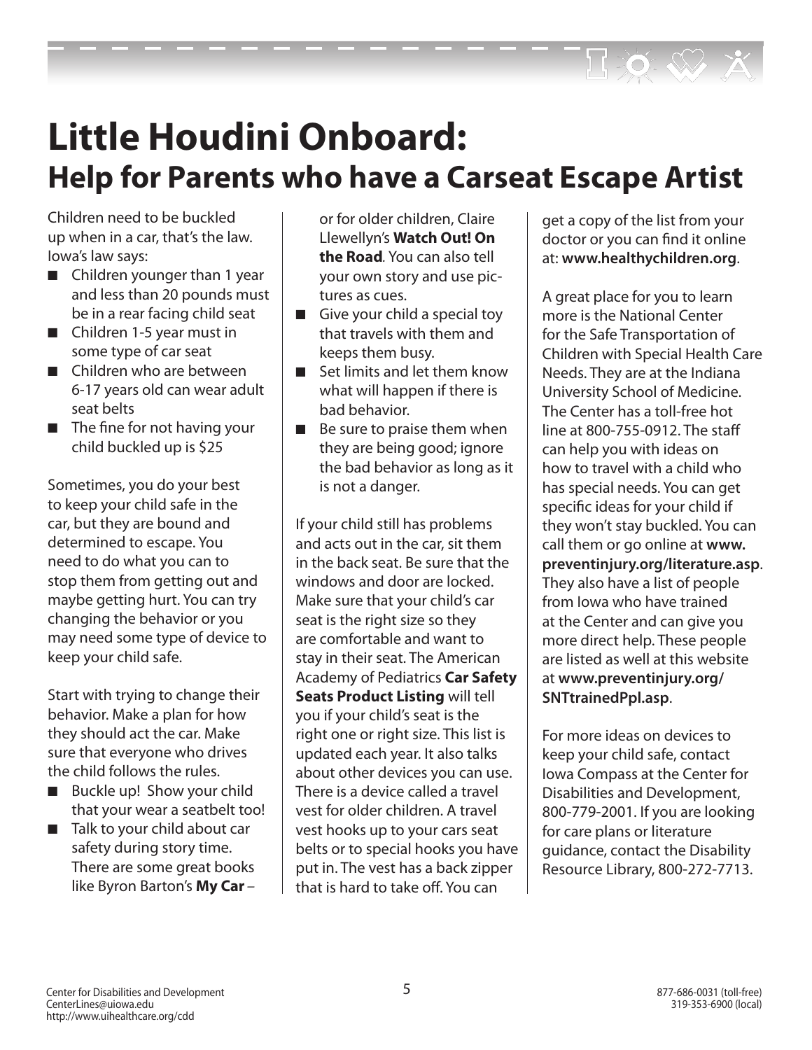# Little Houdini Onboard:

## Help for Parents who have a Carseat Escape Artist

Children need to be buckled up when in a car, that's the law. Iowa's law says:

- Children younger than 1 year and less than 20 pounds must be in a rear facing child seat
- Children 1-5 year must in some type of car seat
- Children who are between 6-17 years old can wear adult seat belts
- The fine for not having your child buckled up is $25

Sometimes, you do your best to keep your child safe in the car, but they are bound and determined to escape. You need to do what you can to stop them from getting out and maybe getting hurt. You can try changing the behavior or you may need some type of device to keep your child safe.

Start with trying to change their behavior. Make a plan for how they should act the car. Make sure that everyone who drives the child follows the rules.

- Buckle up! Show your child that your wear a seatbelt too!
- Talk to your child about car safety during story time. There are some great books like Byron Barton's **My Car** – or for older children, Claire Llewellyn's **Watch Out! On the Road**. You can also tell your own story and use pictures as cues.
- Give your child a special toy that travels with them and keeps them busy.
- Set limits and let them know what will happen if there is bad behavior.
- Be sure to praise them when they are being good; ignore the bad behavior as long as it is not a danger.

If your child still has problems and acts out in the car, sit them in the back seat. Be sure that the windows and door are locked. Make sure that your child's car seat is the right size so they are comfortable and want to stay in their seat. The American Academy of Pediatrics **Car Safety Seats Product Listing** will tell you if your child's seat is the right one or right size. This list is updated each year. It also talks about other devices you can use. There is a device called a travel vest for older children. A travel vest hooks up to your cars seat belts or to special hooks you have put in. The vest has a back zipper that is hard to take off. You can get a copy of the list from your doctor or you can find it online at: **www.healthychildren.org**.

A great place for you to learn more is the National Center for the Safe Transportation of Children with Special Health Care Needs. They are at the Indiana University School of Medicine. The Center has a toll-free hot line at 800-755-0912. The staff can help you with ideas on how to travel with a child who has special needs. You can get specific ideas for your child if they won't stay buckled. You can call them or go online at **www.preventinjury.org/literature.asp**. They also have a list of people from Iowa who have trained at the Center and can give you more direct help. These people are listed as well at this website at **www.preventinjury.org/SNTtrainedPpl.asp**.

For more ideas on devices to keep your child safe, contact Iowa Compass at the Center for Disabilities and Development, 800-779-2001. If you are looking for care plans or literature guidance, contact the Disability Resource Library, 800-272-7713.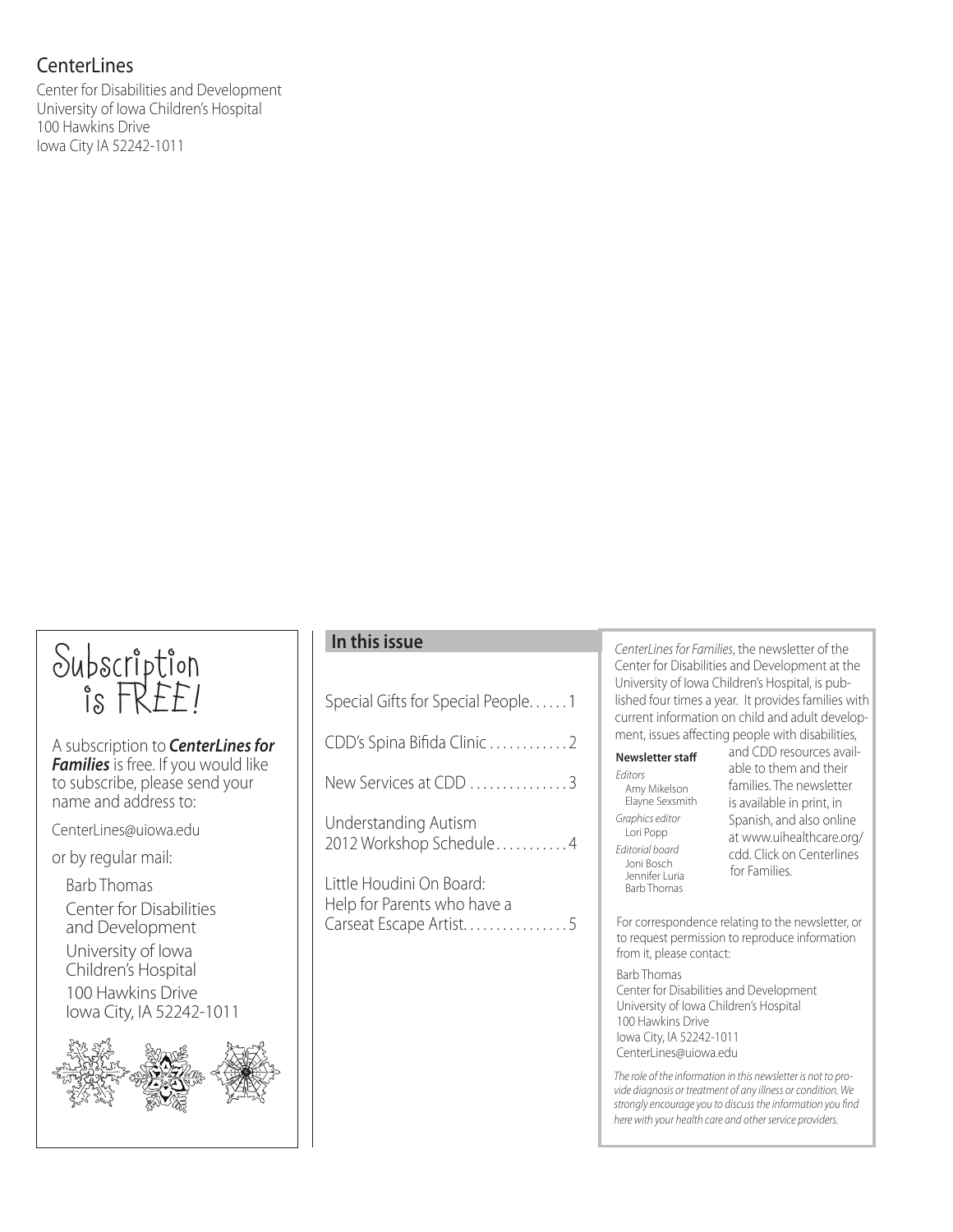CenterLines

Center for Disabilities and Development
University of Iowa Children's Hospital
100 Hawkins Drive
Iowa City IA 52242-1011

## Subscription is FREE!

A subscription to ***CenterLines for Families*** is free. If you would like to subscribe, please send your name and address to:

CenterLines@uiowa.edu

or by regular mail:

Barb Thomas
Center for Disabilities and Development
University of Iowa
Children's Hospital
100 Hawkins Drive
Iowa City, IA 52242-1011

## In this issue

Special Gifts for Special People......1

CDD's Spina Bifida Clinic............2

New Services at CDD...............3

Understanding Autism
2012 Workshop Schedule...........4

Little Houdini On Board:
Help for Parents who have a
Carseat Escape Artist...............5

*CenterLines for Families*, the newsletter of the Center for Disabilities and Development at the University of Iowa Children's Hospital, is published four times a year. It provides families with current information on child and adult development, issues affecting people with disabilities, and CDD resources available to them and their families. The newsletter is available in print, in Spanish, and also online at www.uihealthcare.org/cdd. Click on Centerlines for Families.

**Newsletter staff**

*Editors*
Amy Mikelson
Elayne Sexsmith

*Graphics editor*
Lori Popp

*Editorial board*
Joni Bosch
Jennifer Luria
Barb Thomas

For correspondence relating to the newsletter, or to request permission to reproduce information from it, please contact:

Barb Thomas
Center for Disabilities and Development
University of Iowa Children's Hospital
100 Hawkins Drive
Iowa City, IA 52242-1011
CenterLines@uiowa.edu

*The role of the information in this newsletter is not to provide diagnosis or treatment of any illness or condition. We strongly encourage you to discuss the information you find here with your health care and other service providers.*